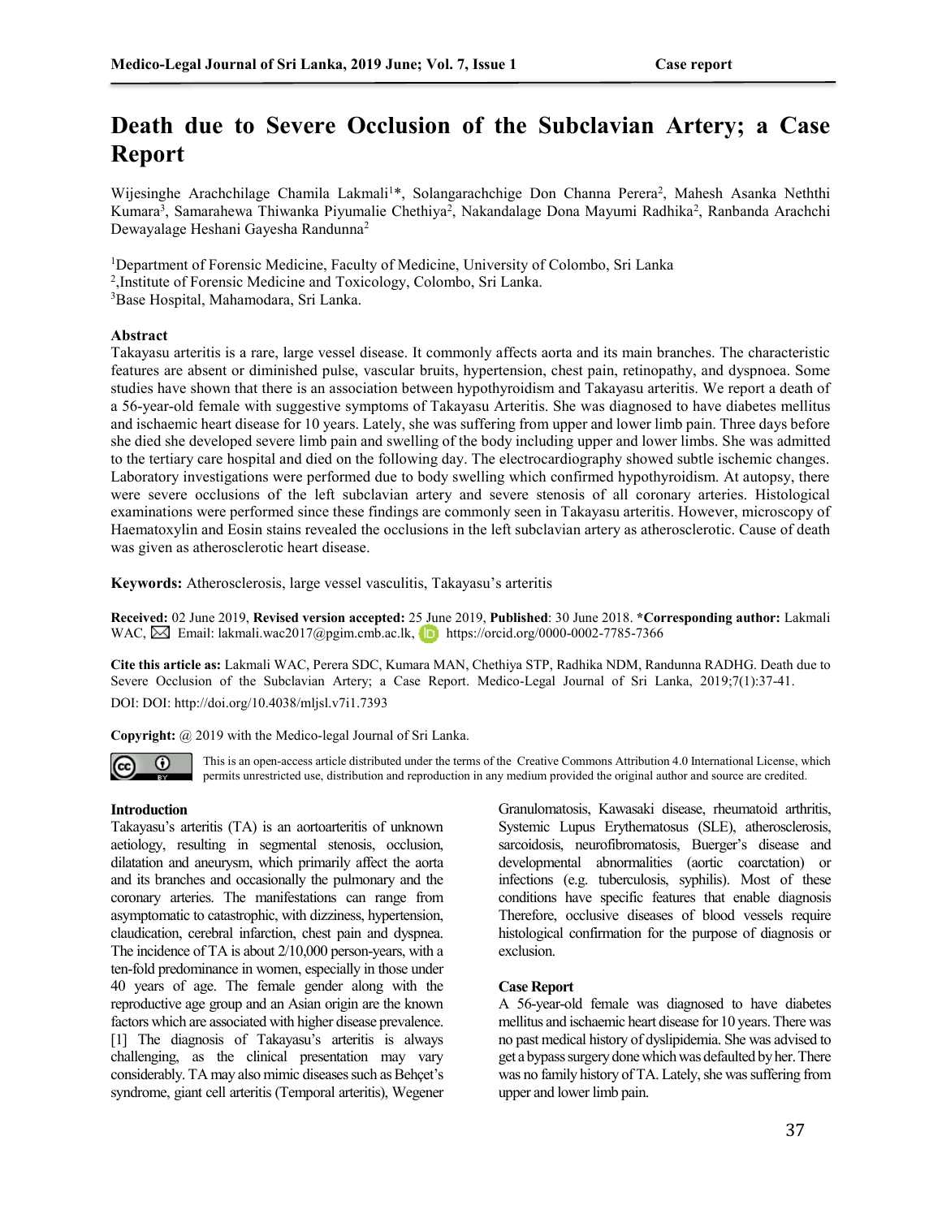# Death due to Severe Occlusion of the Subclavian Artery; a Case Report

Wijesinghe Arachchilage Chamila Lakmali[1]*, Solangarachchige Don Channa Perera[2], Mahesh Asanka Neththi Kumara[3], Samarahewa Thiwanka Piyumalie Chethiya[2], Nakandalage Dona Mayumi Radhika[2], Ranbanda Arachchi Dewayalage Heshani Gayesha Randunna[2]

[1]Department of Forensic Medicine, Faculty of Medicine, University of Colombo, Sri Lanka
[2],Institute of Forensic Medicine and Toxicology, Colombo, Sri Lanka.
[3]Base Hospital, Mahamodara, Sri Lanka.

### Abstract

Takayasu arteritis is a rare, large vessel disease. It commonly affects aorta and its main branches. The characteristic features are absent or diminished pulse, vascular bruits, hypertension, chest pain, retinopathy, and dyspnoea. Some studies have shown that there is an association between hypothyroidism and Takayasu arteritis. We report a death of a 56-year-old female with suggestive symptoms of Takayasu Arteritis. She was diagnosed to have diabetes mellitus and ischaemic heart disease for 10 years. Lately, she was suffering from upper and lower limb pain. Three days before she died she developed severe limb pain and swelling of the body including upper and lower limbs. She was admitted to the tertiary care hospital and died on the following day. The electrocardiography showed subtle ischemic changes. Laboratory investigations were performed due to body swelling which confirmed hypothyroidism. At autopsy, there were severe occlusions of the left subclavian artery and severe stenosis of all coronary arteries. Histological examinations were performed since these findings are commonly seen in Takayasu arteritis. However, microscopy of Haematoxylin and Eosin stains revealed the occlusions in the left subclavian artery as atherosclerotic. Cause of death was given as atherosclerotic heart disease.

**Keywords:** Atherosclerosis, large vessel vasculitis, Takayasu's arteritis

**Received:** 02 June 2019, **Revised version accepted:** 25 June 2019, **Published**: 30 June 2018. ***Corresponding author:** Lakmali WAC, Email: lakmali.wac2017@pgim.cmb.ac.lk, https://orcid.org/0000-0002-7785-7366

**Cite this article as:** Lakmali WAC, Perera SDC, Kumara MAN, Chethiya STP, Radhika NDM, Randunna RADHG. Death due to Severe Occlusion of the Subclavian Artery; a Case Report. Medico-Legal Journal of Sri Lanka, 2019;7(1):37-41.
DOI: DOI: http://doi.org/10.4038/mljsl.v7i1.7393

**Copyright:** @ 2019 with the Medico-legal Journal of Sri Lanka.

This is an open-access article distributed under the terms of the Creative Commons Attribution 4.0 International License, which permits unrestricted use, distribution and reproduction in any medium provided the original author and source are credited.

### Introduction

Takayasu's arteritis (TA) is an aortoarteritis of unknown aetiology, resulting in segmental stenosis, occlusion, dilatation and aneurysm, which primarily affect the aorta and its branches and occasionally the pulmonary and the coronary arteries. The manifestations can range from asymptomatic to catastrophic, with dizziness, hypertension, claudication, cerebral infarction, chest pain and dyspnea. The incidence of TA is about 2/10,000 person-years, with a ten-fold predominance in women, especially in those under 40 years of age. The female gender along with the reproductive age group and an Asian origin are the known factors which are associated with higher disease prevalence. [1] The diagnosis of Takayasu's arteritis is always challenging, as the clinical presentation may vary considerably. TA may also mimic diseases such as Behçet's syndrome, giant cell arteritis (Temporal arteritis), Wegener Granulomatosis, Kawasaki disease, rheumatoid arthritis, Systemic Lupus Erythematosus (SLE), atherosclerosis, sarcoidosis, neurofibromatosis, Buerger's disease and developmental abnormalities (aortic coarctation) or infections (e.g. tuberculosis, syphilis). Most of these conditions have specific features that enable diagnosis Therefore, occlusive diseases of blood vessels require histological confirmation for the purpose of diagnosis or exclusion.

### Case Report

A 56-year-old female was diagnosed to have diabetes mellitus and ischaemic heart disease for 10 years. There was no past medical history of dyslipidemia. She was advised to get a bypass surgery done which was defaulted by her. There was no family history of TA. Lately, she was suffering from upper and lower limb pain.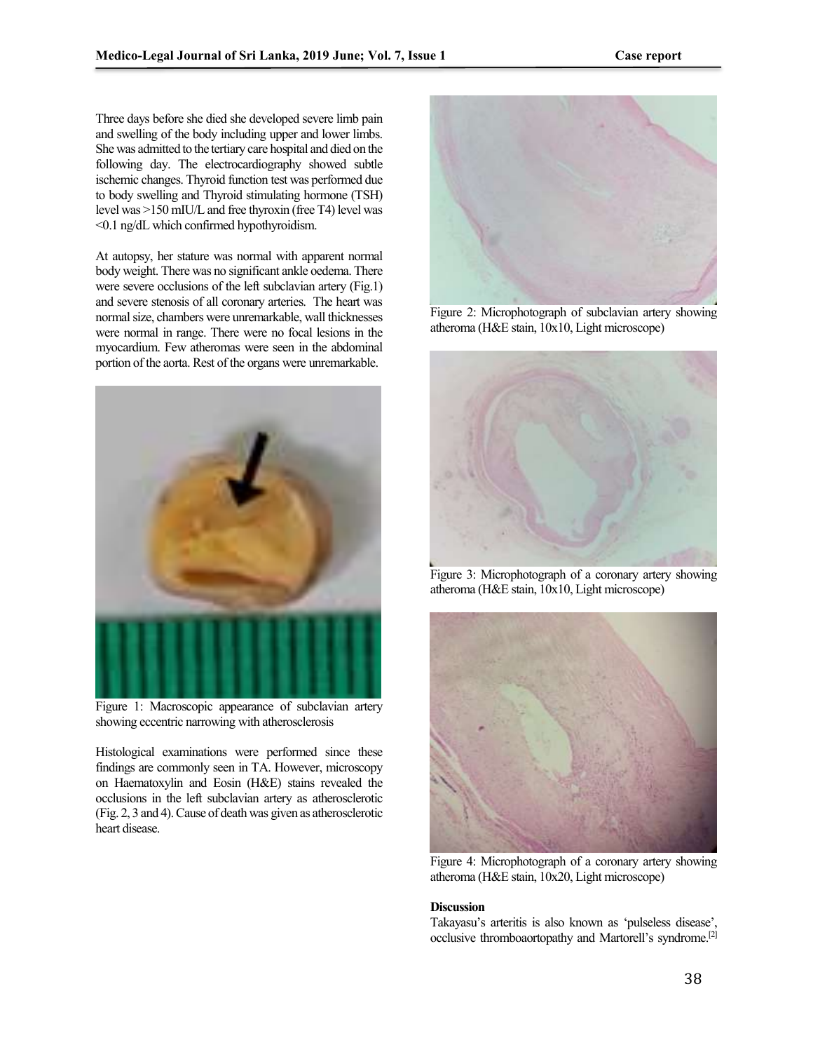Three days before she died she developed severe limb pain and swelling of the body including upper and lower limbs. She was admitted to the tertiary care hospital and died on the following day. The electrocardiography showed subtle ischemic changes. Thyroid function test was performed due to body swelling and Thyroid stimulating hormone (TSH) level was >150 mIU/L and free thyroxin (free T4) level was <0.1 ng/dL which confirmed hypothyroidism.

At autopsy, her stature was normal with apparent normal body weight. There was no significant ankle oedema. There were severe occlusions of the left subclavian artery (Fig.1) and severe stenosis of all coronary arteries. The heart was normal size, chambers were unremarkable, wall thicknesses were normal in range. There were no focal lesions in the myocardium. Few atheromas were seen in the abdominal portion of the aorta. Rest of the organs were unremarkable.

Figure 1: Macroscopic appearance of subclavian artery showing eccentric narrowing with atherosclerosis

Histological examinations were performed since these findings are commonly seen in TA. However, microscopy on Haematoxylin and Eosin (H&E) stains revealed the occlusions in the left subclavian artery as atherosclerotic (Fig. 2, 3 and 4). Cause of death was given as atherosclerotic heart disease.

Figure 2: Microphotograph of subclavian artery showing atheroma (H&E stain, 10x10, Light microscope)

Figure 3: Microphotograph of a coronary artery showing atheroma (H&E stain, 10x10, Light microscope)

Figure 4: Microphotograph of a coronary artery showing atheroma (H&E stain, 10x20, Light microscope)

**Discussion**

Takayasu's arteritis is also known as 'pulseless disease', occlusive thromboaortopathy and Martorell's syndrome.[2]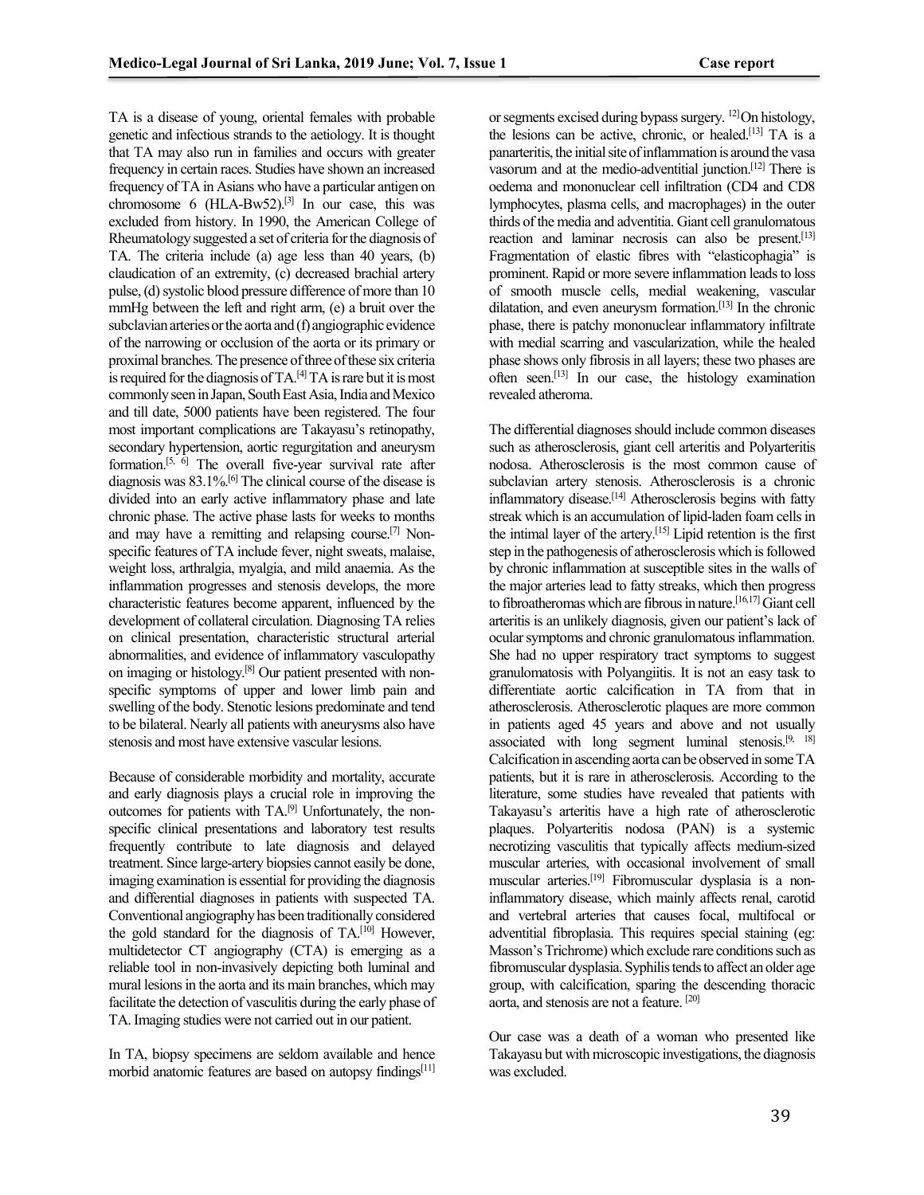TA is a disease of young, oriental females with probable genetic and infectious strands to the aetiology. It is thought that TA may also run in families and occurs with greater frequency in certain races. Studies have shown an increased frequency of TA in Asians who have a particular antigen on chromosome 6 (HLA-Bw52).[3] In our case, this was excluded from history. In 1990, the American College of Rheumatology suggested a set of criteria for the diagnosis of TA. The criteria include (a) age less than 40 years, (b) claudication of an extremity, (c) decreased brachial artery pulse, (d) systolic blood pressure difference of more than 10 mmHg between the left and right arm, (e) a bruit over the subclavian arteries or the aorta and (f) angiographic evidence of the narrowing or occlusion of the aorta or its primary or proximal branches. The presence of three of these six criteria is required for the diagnosis of TA.[4] TA is rare but it is most commonly seen in Japan, South East Asia, India and Mexico and till date, 5000 patients have been registered. The four most important complications are Takayasu's retinopathy, secondary hypertension, aortic regurgitation and aneurysm formation.[5, 6] The overall five-year survival rate after diagnosis was 83.1%.[6] The clinical course of the disease is divided into an early active inflammatory phase and late chronic phase. The active phase lasts for weeks to months and may have a remitting and relapsing course.[7] Non-specific features of TA include fever, night sweats, malaise, weight loss, arthralgia, myalgia, and mild anaemia. As the inflammation progresses and stenosis develops, the more characteristic features become apparent, influenced by the development of collateral circulation. Diagnosing TA relies on clinical presentation, characteristic structural arterial abnormalities, and evidence of inflammatory vasculopathy on imaging or histology.[8] Our patient presented with non-specific symptoms of upper and lower limb pain and swelling of the body. Stenotic lesions predominate and tend to be bilateral. Nearly all patients with aneurysms also have stenosis and most have extensive vascular lesions.

Because of considerable morbidity and mortality, accurate and early diagnosis plays a crucial role in improving the outcomes for patients with TA.[9] Unfortunately, the non-specific clinical presentations and laboratory test results frequently contribute to late diagnosis and delayed treatment. Since large-artery biopsies cannot easily be done, imaging examination is essential for providing the diagnosis and differential diagnoses in patients with suspected TA. Conventional angiography has been traditionally considered the gold standard for the diagnosis of TA.[10] However, multidetector CT angiography (CTA) is emerging as a reliable tool in non-invasively depicting both luminal and mural lesions in the aorta and its main branches, which may facilitate the detection of vasculitis during the early phase of TA. Imaging studies were not carried out in our patient.

In TA, biopsy specimens are seldom available and hence morbid anatomic features are based on autopsy findings[11] or segments excised during bypass surgery. [12] On histology, the lesions can be active, chronic, or healed.[13] TA is a panarteritis, the initial site of inflammation is around the vasa vasorum and at the medio-adventitial junction.[12] There is oedema and mononuclear cell infiltration (CD4 and CD8 lymphocytes, plasma cells, and macrophages) in the outer thirds of the media and adventitia. Giant cell granulomatous reaction and laminar necrosis can also be present.[13] Fragmentation of elastic fibres with "elasticophagia" is prominent. Rapid or more severe inflammation leads to loss of smooth muscle cells, medial weakening, vascular dilatation, and even aneurysm formation.[13] In the chronic phase, there is patchy mononuclear inflammatory infiltrate with medial scarring and vascularization, while the healed phase shows only fibrosis in all layers; these two phases are often seen.[13] In our case, the histology examination revealed atheroma.

The differential diagnoses should include common diseases such as atherosclerosis, giant cell arteritis and Polyarteritis nodosa. Atherosclerosis is the most common cause of subclavian artery stenosis. Atherosclerosis is a chronic inflammatory disease.[14] Atherosclerosis begins with fatty streak which is an accumulation of lipid-laden foam cells in the intimal layer of the artery.[15] Lipid retention is the first step in the pathogenesis of atherosclerosis which is followed by chronic inflammation at susceptible sites in the walls of the major arteries lead to fatty streaks, which then progress to fibroatheromas which are fibrous in nature.[16,17] Giant cell arteritis is an unlikely diagnosis, given our patient's lack of ocular symptoms and chronic granulomatous inflammation. She had no upper respiratory tract symptoms to suggest granulomatosis with Polyangiitis. It is not an easy task to differentiate aortic calcification in TA from that in atherosclerosis. Atherosclerotic plaques are more common in patients aged 45 years and above and not usually associated with long segment luminal stenosis.[9, 18] Calcification in ascending aorta can be observed in some TA patients, but it is rare in atherosclerosis. According to the literature, some studies have revealed that patients with Takayasu's arteritis have a high rate of atherosclerotic plaques. Polyarteritis nodosa (PAN) is a systemic necrotizing vasculitis that typically affects medium-sized muscular arteries, with occasional involvement of small muscular arteries.[19] Fibromuscular dysplasia is a non-inflammatory disease, which mainly affects renal, carotid and vertebral arteries that causes focal, multifocal or adventitial fibroplasia. This requires special staining (eg: Masson's Trichrome) which exclude rare conditions such as fibromuscular dysplasia. Syphilis tends to affect an older age group, with calcification, sparing the descending thoracic aorta, and stenosis are not a feature. [20]

Our case was a death of a woman who presented like Takayasu but with microscopic investigations, the diagnosis was excluded.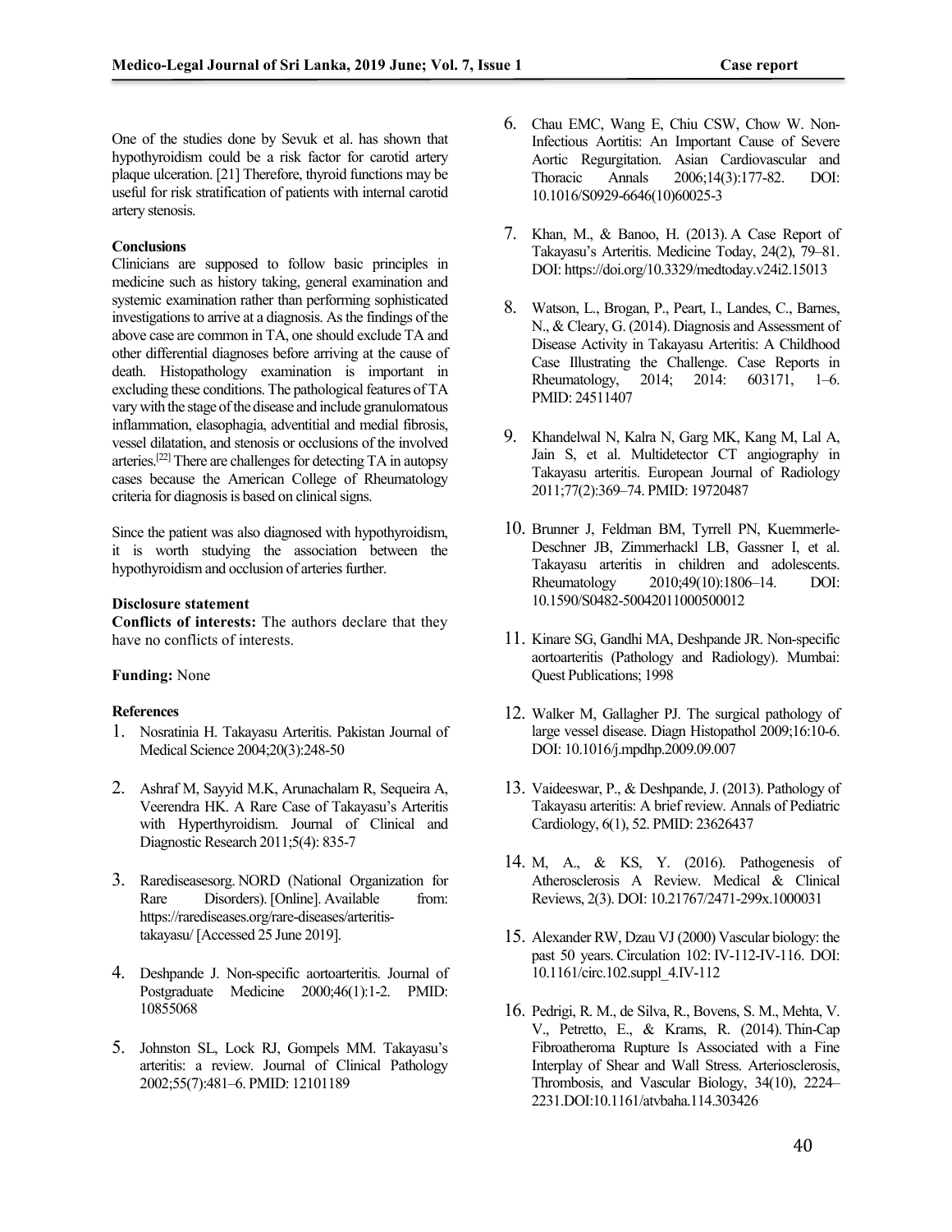One of the studies done by Sevuk et al. has shown that hypothyroidism could be a risk factor for carotid artery plaque ulceration. [21] Therefore, thyroid functions may be useful for risk stratification of patients with internal carotid artery stenosis.

**Conclusions**

Clinicians are supposed to follow basic principles in medicine such as history taking, general examination and systemic examination rather than performing sophisticated investigations to arrive at a diagnosis. As the findings of the above case are common in TA, one should exclude TA and other differential diagnoses before arriving at the cause of death. Histopathology examination is important in excluding these conditions. The pathological features of TA vary with the stage of the disease and include granulomatous inflammation, elasophagia, adventitial and medial fibrosis, vessel dilatation, and stenosis or occlusions of the involved arteries.[22] There are challenges for detecting TA in autopsy cases because the American College of Rheumatology criteria for diagnosis is based on clinical signs.

Since the patient was also diagnosed with hypothyroidism, it is worth studying the association between the hypothyroidism and occlusion of arteries further.

**Disclosure statement**

**Conflicts of interests:** The authors declare that they have no conflicts of interests.

**Funding:** None

**References**

1. Nosratinia H. Takayasu Arteritis. Pakistan Journal of Medical Science 2004;20(3):248-50
2. Ashraf M, Sayyid M.K, Arunachalam R, Sequeira A, Veerendra HK. A Rare Case of Takayasu's Arteritis with Hyperthyroidism. Journal of Clinical and Diagnostic Research 2011;5(4): 835-7
3. Rarediseasesorg. NORD (National Organization for Rare Disorders). [Online]. Available from: https://rarediseases.org/rare-diseases/arteritis-takayasu/ [Accessed 25 June 2019].
4. Deshpande J. Non-specific aortoarteritis. Journal of Postgraduate Medicine 2000;46(1):1-2. PMID: 10855068
5. Johnston SL, Lock RJ, Gompels MM. Takayasu's arteritis: a review. Journal of Clinical Pathology 2002;55(7):481–6. PMID: 12101189
6. Chau EMC, Wang E, Chiu CSW, Chow W. Non-Infectious Aortitis: An Important Cause of Severe Aortic Regurgitation. Asian Cardiovascular and Thoracic Annals 2006;14(3):177-82. DOI: 10.1016/S0929-6646(10)60025-3
7. Khan, M., & Banoo, H. (2013). A Case Report of Takayasu's Arteritis. Medicine Today, 24(2), 79–81. DOI: https://doi.org/10.3329/medtoday.v24i2.15013
8. Watson, L., Brogan, P., Peart, I., Landes, C., Barnes, N., & Cleary, G. (2014). Diagnosis and Assessment of Disease Activity in Takayasu Arteritis: A Childhood Case Illustrating the Challenge. Case Reports in Rheumatology, 2014; 2014: 603171, 1–6. PMID: 24511407
9. Khandelwal N, Kalra N, Garg MK, Kang M, Lal A, Jain S, et al. Multidetector CT angiography in Takayasu arteritis. European Journal of Radiology 2011;77(2):369–74. PMID: 19720487
10. Brunner J, Feldman BM, Tyrrell PN, Kuemmerle-Deschner JB, Zimmerhackl LB, Gassner I, et al. Takayasu arteritis in children and adolescents. Rheumatology 2010;49(10):1806–14. DOI: 10.1590/S0482-50042011000500012
11. Kinare SG, Gandhi MA, Deshpande JR. Non-specific aortoarteritis (Pathology and Radiology). Mumbai: Quest Publications; 1998
12. Walker M, Gallagher PJ. The surgical pathology of large vessel disease. Diagn Histopathol 2009;16:10-6. DOI: 10.1016/j.mpdhp.2009.09.007
13. Vaideeswar, P., & Deshpande, J. (2013). Pathology of Takayasu arteritis: A brief review. Annals of Pediatric Cardiology, 6(1), 52. PMID: 23626437
14. M, A., & KS, Y. (2016). Pathogenesis of Atherosclerosis A Review. Medical & Clinical Reviews, 2(3). DOI: 10.21767/2471-299x.1000031
15. Alexander RW, Dzau VJ (2000) Vascular biology: the past 50 years. Circulation 102: IV-112-IV-116. DOI: 10.1161/circ.102.suppl_4.IV-112
16. Pedrigi, R. M., de Silva, R., Bovens, S. M., Mehta, V. V., Petretto, E., & Krams, R. (2014). Thin-Cap Fibroatheroma Rupture Is Associated with a Fine Interplay of Shear and Wall Stress. Arteriosclerosis, Thrombosis, and Vascular Biology, 34(10), 2224–2231.DOI:10.1161/atvbaha.114.303426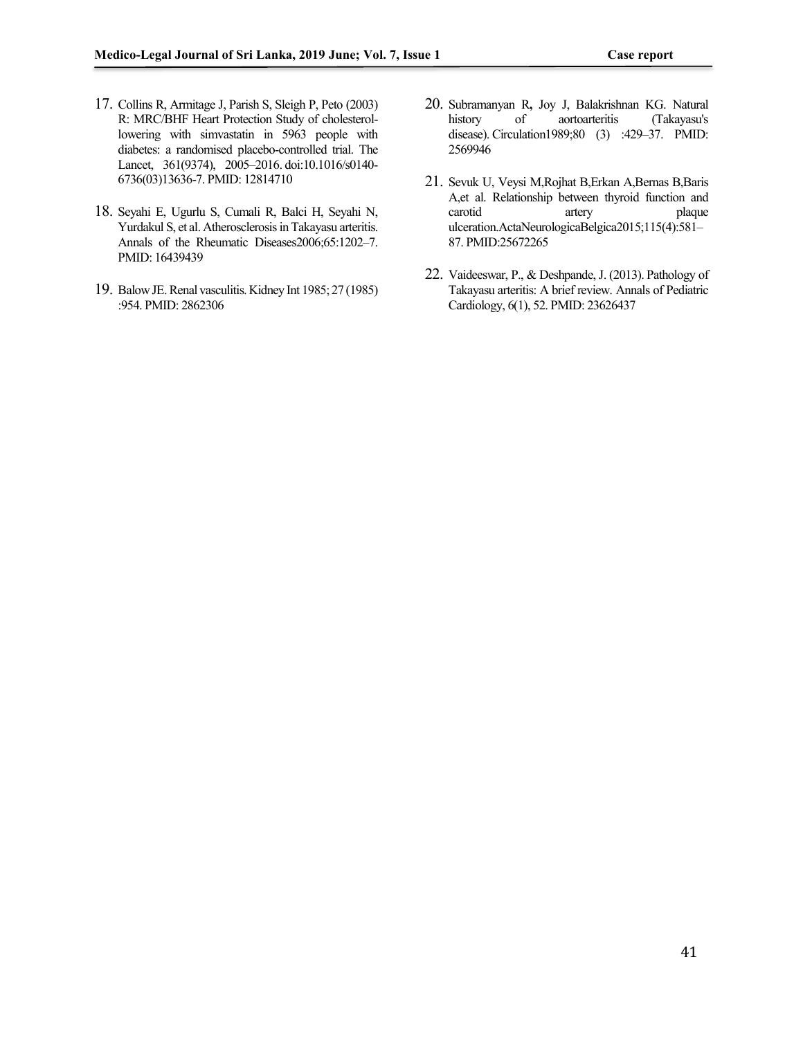17. Collins R, Armitage J, Parish S, Sleigh P, Peto (2003) R: MRC/BHF Heart Protection Study of cholesterol-lowering with simvastatin in 5963 people with diabetes: a randomised placebo-controlled trial. The Lancet, 361(9374), 2005–2016. doi:10.1016/s0140-6736(03)13636-7. PMID: 12814710

18. Seyahi E, Ugurlu S, Cumali R, Balci H, Seyahi N, Yurdakul S, et al. Atherosclerosis in Takayasu arteritis. Annals of the Rheumatic Diseases2006;65:1202–7. PMID: 16439439

19. Balow JE. Renal vasculitis. Kidney Int 1985; 27 (1985) :954. PMID: 2862306

20. Subramanyan R, Joy J, Balakrishnan KG. Natural history of aortoarteritis (Takayasu's disease). Circulation1989;80 (3) :429–37. PMID: 2569946

21. Sevuk U, Veysi M,Rojhat B,Erkan A,Bernas B,Baris A,et al. Relationship between thyroid function and carotid artery plaque ulceration.ActaNeurologicaBelgica2015;115(4):581–87. PMID:25672265

22. Vaideeswar, P., & Deshpande, J. (2013). Pathology of Takayasu arteritis: A brief review. Annals of Pediatric Cardiology, 6(1), 52. PMID: 23626437